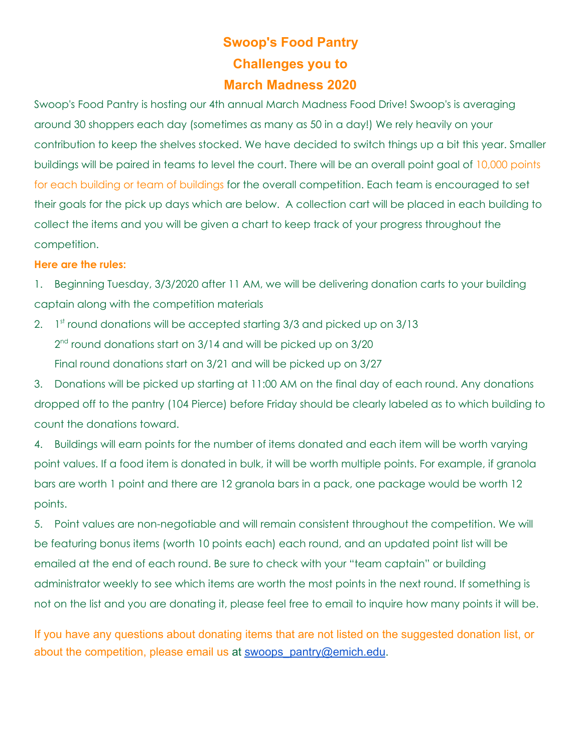# Swoop's Food Pantry
# Challenges you to
# March Madness 2020

Swoop's Food Pantry is hosting our 4th annual March Madness Food Drive! Swoop's is averaging around 30 shoppers each day (sometimes as many as 50 in a day!) We rely heavily on your contribution to keep the shelves stocked. We have decided to switch things up a bit this year. Smaller buildings will be paired in teams to level the court. There will be an overall point goal of 10,000 points for each building or team of buildings for the overall competition. Each team is encouraged to set their goals for the pick up days which are below. A collection cart will be placed in each building to collect the items and you will be given a chart to keep track of your progress throughout the competition.

**Here are the rules:**

1. Beginning Tuesday, 3/3/2020 after 11 AM, we will be delivering donation carts to your building captain along with the competition materials
2. 1st round donations will be accepted starting 3/3 and picked up on 3/13
   2nd round donations start on 3/14 and will be picked up on 3/20
   Final round donations start on 3/21 and will be picked up on 3/27
3. Donations will be picked up starting at 11:00 AM on the final day of each round. Any donations dropped off to the pantry (104 Pierce) before Friday should be clearly labeled as to which building to count the donations toward.
4. Buildings will earn points for the number of items donated and each item will be worth varying point values. If a food item is donated in bulk, it will be worth multiple points. For example, if granola bars are worth 1 point and there are 12 granola bars in a pack, one package would be worth 12 points.
5. Point values are non-negotiable and will remain consistent throughout the competition. We will be featuring bonus items (worth 10 points each) each round, and an updated point list will be emailed at the end of each round. Be sure to check with your "team captain" or building administrator weekly to see which items are worth the most points in the next round. If something is not on the list and you are donating it, please feel free to email to inquire how many points it will be.

If you have any questions about donating items that are not listed on the suggested donation list, or about the competition, please email us at swoops_pantry@emich.edu.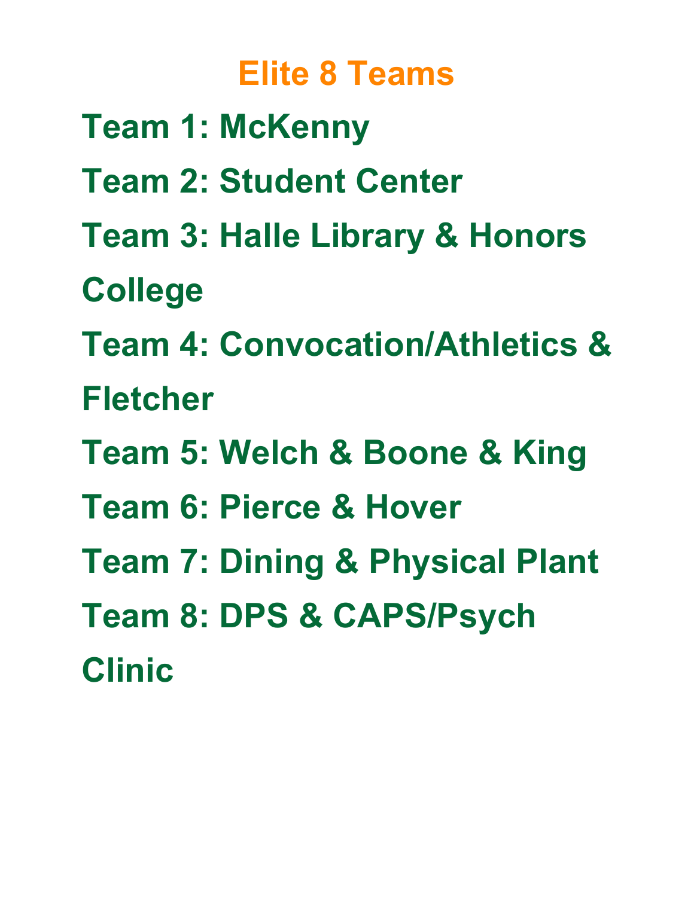# Elite 8 Teams

**Team 1: McKenny**

**Team 2: Student Center**

**Team 3: Halle Library & Honors College**

**Team 4: Convocation/Athletics & Fletcher**

**Team 5: Welch & Boone & King**

**Team 6: Pierce & Hover**

**Team 7: Dining & Physical Plant**

**Team 8: DPS & CAPS/Psych Clinic**